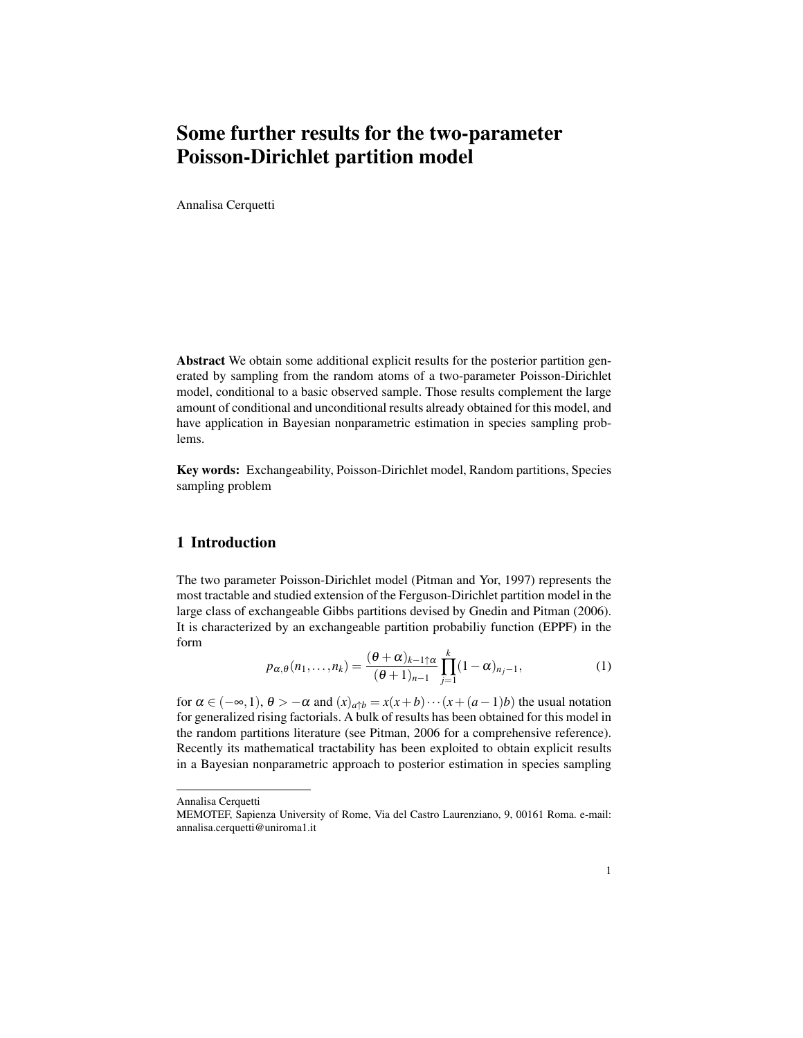# Some further results for the two-parameter Poisson-Dirichlet partition model

Annalisa Cerquetti

**Abstract** We obtain some additional explicit results for the posterior partition generated by sampling from the random atoms of a two-parameter Poisson-Dirichlet model, conditional to a basic observed sample. Those results complement the large amount of conditional and unconditional results already obtained for this model, and have application in Bayesian nonparametric estimation in species sampling problems.

**Key words:** Exchangeability, Poisson-Dirichlet model, Random partitions, Species sampling problem

## 1 Introduction

The two parameter Poisson-Dirichlet model (Pitman and Yor, 1997) represents the most tractable and studied extension of the Ferguson-Dirichlet partition model in the large class of exchangeable Gibbs partitions devised by Gnedin and Pitman (2006). It is characterized by an exchangeable partition probabiliy function (EPPF) in the form

$$p_{\alpha,\theta}(n_1,\ldots,n_k) = \frac{(\theta+\alpha)_{k-1\uparrow\alpha}}{(\theta+1)_{n-1}} \prod_{j=1}^{k} (1-\alpha)_{n_j-1}, \tag{1}$$

for $\alpha \in (-\infty, 1)$, $\theta > -\alpha$ and $(x)_{a\uparrow b} = x(x+b)\cdots(x+(a-1)b)$ the usual notation for generalized rising factorials. A bulk of results has been obtained for this model in the random partitions literature (see Pitman, 2006 for a comprehensive reference). Recently its mathematical tractability has been exploited to obtain explicit results in a Bayesian nonparametric approach to posterior estimation in species sampling

---

Annalisa Cerquetti
MEMOTEF, Sapienza University of Rome, Via del Castro Laurenziano, 9, 00161 Roma. e-mail: annalisa.cerquetti@uniroma1.it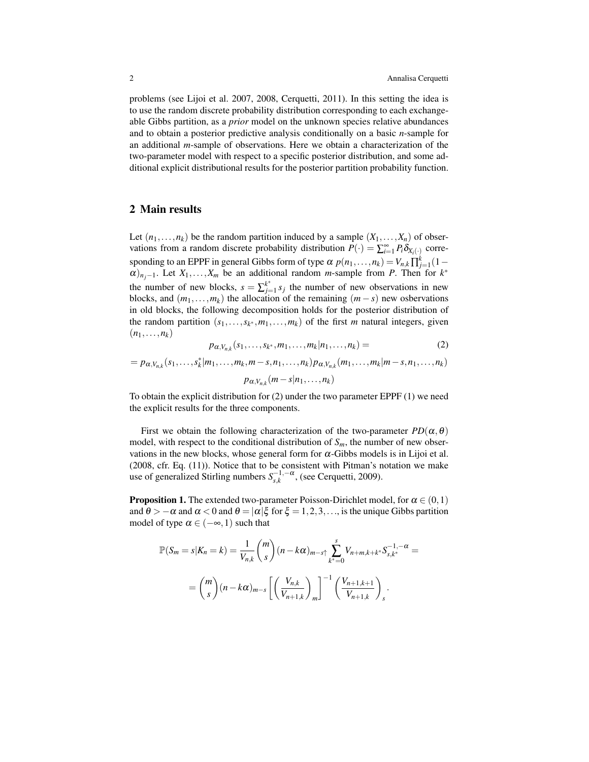problems (see Lijoi et al. 2007, 2008, Cerquetti, 2011). In this setting the idea is to use the random discrete probability distribution corresponding to each exchangeable Gibbs partition, as a *prior* model on the unknown species relative abundances and to obtain a posterior predictive analysis conditionally on a basic $n$-sample for an additional $m$-sample of observations. Here we obtain a characterization of the two-parameter model with respect to a specific posterior distribution, and some additional explicit distributional results for the posterior partition probability function.

## 2 Main results

Let $(n_1,\dots,n_k)$ be the random partition induced by a sample $(X_1,\dots,X_n)$ of observations from a random discrete probability distribution $P(\cdot)=\sum_{i=1}^{\infty}P_i\delta_{X_i(\cdot)}$ corresponding to an EPPF in general Gibbs form of type $\alpha$ $p(n_1,\dots,n_k)=V_{n,k}\prod_{j=1}^{k}(1-\alpha)_{n_j-1}$. Let $X_1,\dots,X_m$ be an additional random $m$-sample from $P$. Then for $k^*$ the number of new blocks, $s=\sum_{j=1}^{k^*}s_j$ the number of new observations in new blocks, and $(m_1,\dots,m_k)$ the allocation of the remaining $(m-s)$ new osbervations in old blocks, the following decomposition holds for the posterior distribution of the random partition $(s_1,\dots,s_{k^*},m_1,\dots,m_k)$ of the first $m$ natural integers, given $(n_1,\dots,n_k)$

$$
p_{\alpha,V_{n,k}}(s_1,\dots,s_{k^*},m_1,\dots,m_k|n_1,\dots,n_k)= \tag{2}
$$

$$
=p_{\alpha,V_{n,k}}(s_1,\dots,s_k^*|m_1,\dots,m_k,m-s,n_1,\dots,n_k)\,p_{\alpha,V_{n,k}}(m_1,\dots,m_k|m-s,n_1,\dots,n_k)
$$

$$
p_{\alpha,V_{n,k}}(m-s|n_1,\dots,n_k)
$$

To obtain the explicit distribution for (2) under the two parameter EPPF (1) we need the explicit results for the three components.

First we obtain the following characterization of the two-parameter $PD(\alpha,\theta)$ model, with respect to the conditional distribution of $S_m$, the number of new observations in the new blocks, whose general form for $\alpha$-Gibbs models is in Lijoi et al. (2008, cfr. Eq. (11)). Notice that to be consistent with Pitman's notation we make use of generalized Stirling numbers $S_{s,k}^{-1,-\alpha}$, (see Cerquetti, 2009).

**Proposition 1.** The extended two-parameter Poisson-Dirichlet model, for $\alpha\in(0,1)$ and $\theta>-\alpha$ and $\alpha<0$ and $\theta=|\alpha|\xi$ for $\xi=1,2,3,\dots$, is the unique Gibbs partition model of type $\alpha\in(-\infty,1)$ such that

$$
\mathbb{P}(S_m=s|K_n=k)=\frac{1}{V_{n,k}}\binom{m}{s}(n-k\alpha)_{m-s\uparrow}\sum_{k^*=0}^{s}V_{n+m,k+k^*}S_{s,k^*}^{-1,-\alpha}=
$$

$$
=\binom{m}{s}(n-k\alpha)_{m-s}\left[\left(\frac{V_{n,k}}{V_{n+1,k}}\right)_{m\rfloor}\right]^{-1}\left(\frac{V_{n+1,k+1}}{V_{n+1,k}}\right)_{s}.
$$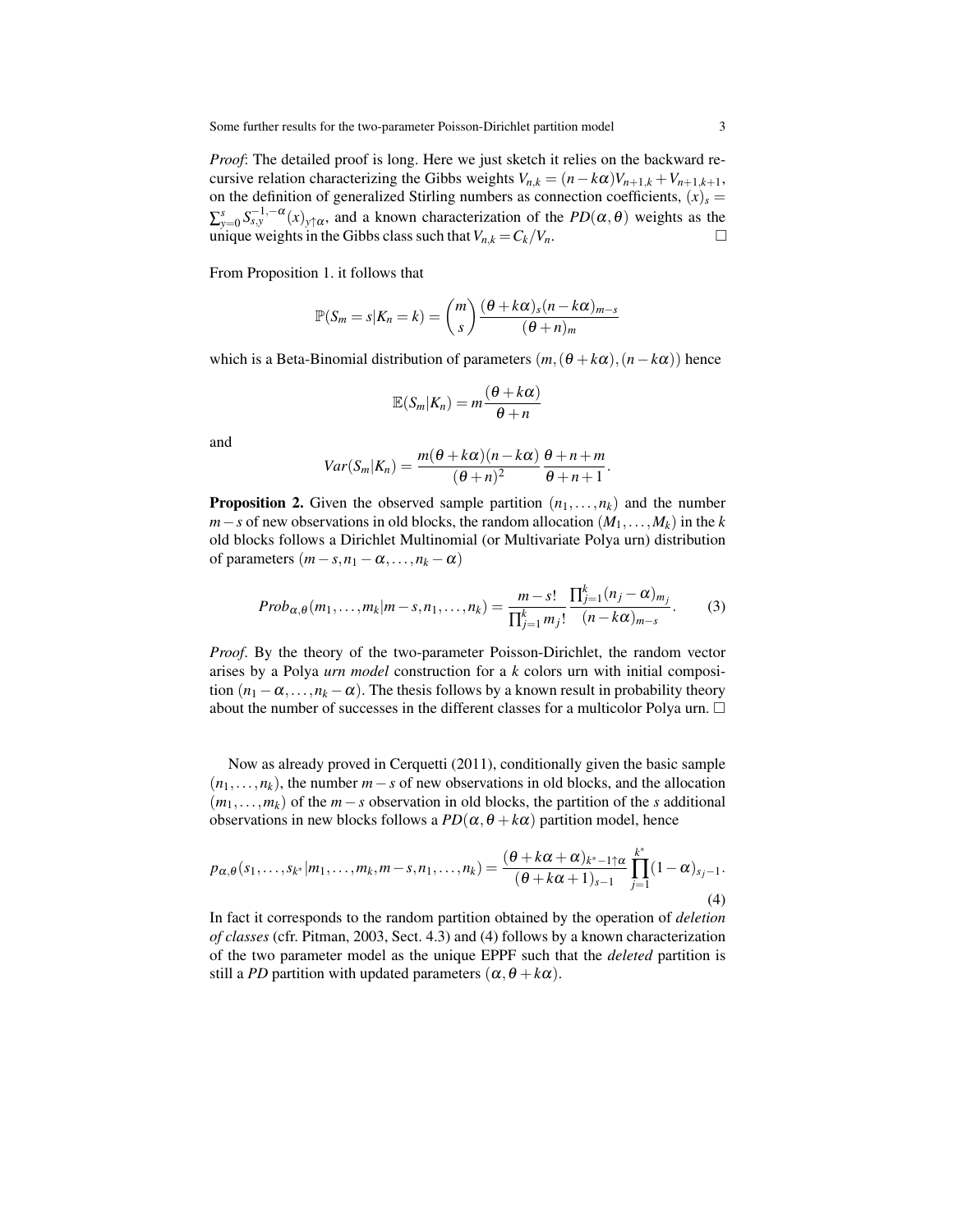*Proof*: The detailed proof is long. Here we just sketch it relies on the backward recursive relation characterizing the Gibbs weights $V_{n,k} = (n - k\alpha)V_{n+1,k} + V_{n+1,k+1}$, on the definition of generalized Stirling numbers as connection coefficients, $(x)_s = \sum_{y=0}^{s} S_{s,y}^{-1,-\alpha}(x)_{y\uparrow\alpha}$, and a known characterization of the $PD(\alpha,\theta)$ weights as the unique weights in the Gibbs class such that $V_{n,k} = C_k/V_n$. □

From Proposition 1. it follows that

$$\mathbb{P}(S_m = s | K_n = k) = \binom{m}{s} \frac{(\theta + k\alpha)_s (n - k\alpha)_{m-s}}{(\theta + n)_m}$$

which is a Beta-Binomial distribution of parameters $(m, (\theta + k\alpha), (n - k\alpha))$ hence

$$\mathbb{E}(S_m | K_n) = m \frac{(\theta + k\alpha)}{\theta + n}$$

and

$$Var(S_m | K_n) = \frac{m(\theta + k\alpha)(n - k\alpha)}{(\theta + n)^2} \frac{\theta + n + m}{\theta + n + 1}.$$

**Proposition 2.** Given the observed sample partition $(n_1, \ldots, n_k)$ and the number $m - s$ of new observations in old blocks, the random allocation $(M_1, \ldots, M_k)$ in the $k$ old blocks follows a Dirichlet Multinomial (or Multivariate Polya urn) distribution of parameters $(m - s, n_1 - \alpha, \ldots, n_k - \alpha)$

$$Prob_{\alpha,\theta}(m_1, \ldots, m_k | m - s, n_1, \ldots, n_k) = \frac{m - s!}{\prod_{j=1}^{k} m_j!} \frac{\prod_{j=1}^{k} (n_j - \alpha)_{m_j}}{(n - k\alpha)_{m-s}}. \tag{3}$$

*Proof*. By the theory of the two-parameter Poisson-Dirichlet, the random vector arises by a Polya *urn model* construction for a $k$ colors urn with initial composition $(n_1 - \alpha, \ldots, n_k - \alpha)$. The thesis follows by a known result in probability theory about the number of successes in the different classes for a multicolor Polya urn. □

Now as already proved in Cerquetti (2011), conditionally given the basic sample $(n_1, \ldots, n_k)$, the number $m - s$ of new observations in old blocks, and the allocation $(m_1, \ldots, m_k)$ of the $m - s$ observation in old blocks, the partition of the $s$ additional observations in new blocks follows a $PD(\alpha, \theta + k\alpha)$ partition model, hence

$$p_{\alpha,\theta}(s_1, \ldots, s_{k^*} | m_1, \ldots, m_k, m - s, n_1, \ldots, n_k) = \frac{(\theta + k\alpha + \alpha)_{k^*-1\uparrow\alpha}}{(\theta + k\alpha + 1)_{s-1}} \prod_{j=1}^{k^*} (1 - \alpha)_{s_j - 1}. \tag{4}$$

In fact it corresponds to the random partition obtained by the operation of *deletion of classes* (cfr. Pitman, 2003, Sect. 4.3) and (4) follows by a known characterization of the two parameter model as the unique EPPF such that the *deleted* partition is still a *PD* partition with updated parameters $(\alpha, \theta + k\alpha)$.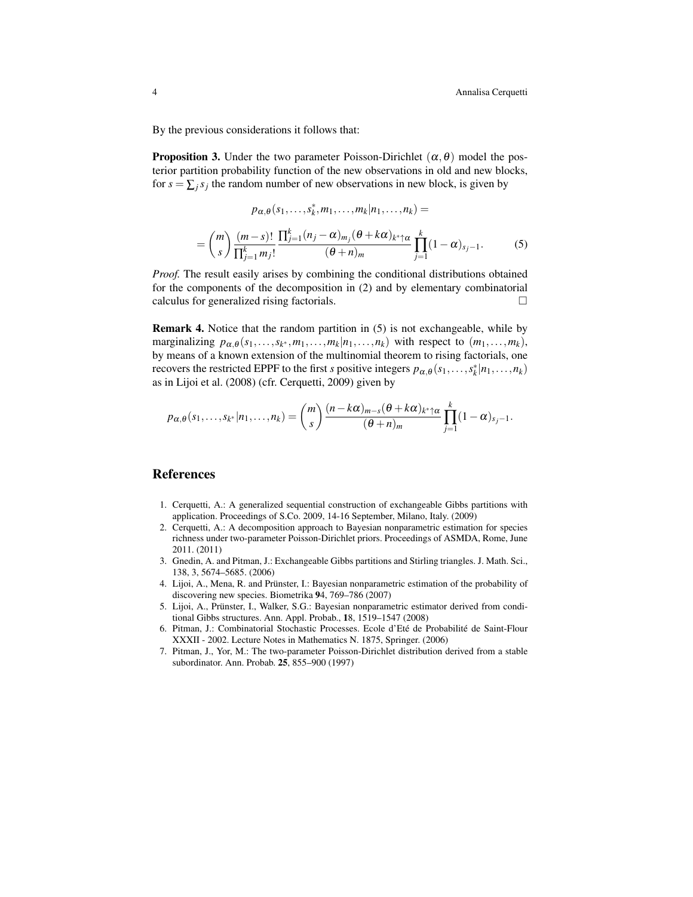By the previous considerations it follows that:

**Proposition 3.** Under the two parameter Poisson-Dirichlet $(\alpha, \theta)$ model the posterior partition probability function of the new observations in old and new blocks, for $s = \sum_j s_j$ the random number of new observations in new block, is given by

$$p_{\alpha,\theta}(s_1, \dots, s_k^*, m_1, \dots, m_k | n_1, \dots, n_k) =$$

$$= \binom{m}{s} \frac{(m-s)!}{\prod_{j=1}^k m_j!} \frac{\prod_{j=1}^k (n_j - \alpha)_{m_j} (\theta + k\alpha)_{k^* \uparrow \alpha}}{(\theta + n)_m} \prod_{j=1}^{k} (1-\alpha)_{s_j - 1}. \tag{5}$$

*Proof.* The result easily arises by combining the conditional distributions obtained for the components of the decomposition in (2) and by elementary combinatorial calculus for generalized rising factorials. □

**Remark 4.** Notice that the random partition in (5) is not exchangeable, while by marginalizing $p_{\alpha,\theta}(s_1, \dots, s_{k^*}, m_1, \dots, m_k | n_1, \dots, n_k)$ with respect to $(m_1, \dots, m_k)$, by means of a known extension of the multinomial theorem to rising factorials, one recovers the restricted EPPF to the first $s$ positive integers $p_{\alpha,\theta}(s_1, \dots, s_k^* | n_1, \dots, n_k)$ as in Lijoi et al. (2008) (cfr. Cerquetti, 2009) given by

$$p_{\alpha,\theta}(s_1, \dots, s_{k^*} | n_1, \dots, n_k) = \binom{m}{s} \frac{(n - k\alpha)_{m-s} (\theta + k\alpha)_{k^* \uparrow \alpha}}{(\theta + n)_m} \prod_{j=1}^{k} (1-\alpha)_{s_j - 1}.$$

## References

1. Cerquetti, A.: A generalized sequential construction of exchangeable Gibbs partitions with application. Proceedings of S.Co. 2009, 14-16 September, Milano, Italy. (2009)
2. Cerquetti, A.: A decomposition approach to Bayesian nonparametric estimation for species richness under two-parameter Poisson-Dirichlet priors. Proceedings of ASMDA, Rome, June 2011. (2011)
3. Gnedin, A. and Pitman, J.: Exchangeable Gibbs partitions and Stirling triangles. J. Math. Sci., 138, 3, 5674–5685. (2006)
4. Lijoi, A., Mena, R. and Prünster, I.: Bayesian nonparametric estimation of the probability of discovering new species. Biometrika **9**4, 769–786 (2007)
5. Lijoi, A., Prünster, I., Walker, S.G.: Bayesian nonparametric estimator derived from conditional Gibbs structures. Ann. Appl. Probab., **1**8, 1519–1547 (2008)
6. Pitman, J.: Combinatorial Stochastic Processes. Ecole d'Eté de Probabilité de Saint-Flour XXXII - 2002. Lecture Notes in Mathematics N. 1875, Springer. (2006)
7. Pitman, J., Yor, M.: The two-parameter Poisson-Dirichlet distribution derived from a stable subordinator. Ann. Probab. **25**, 855–900 (1997)